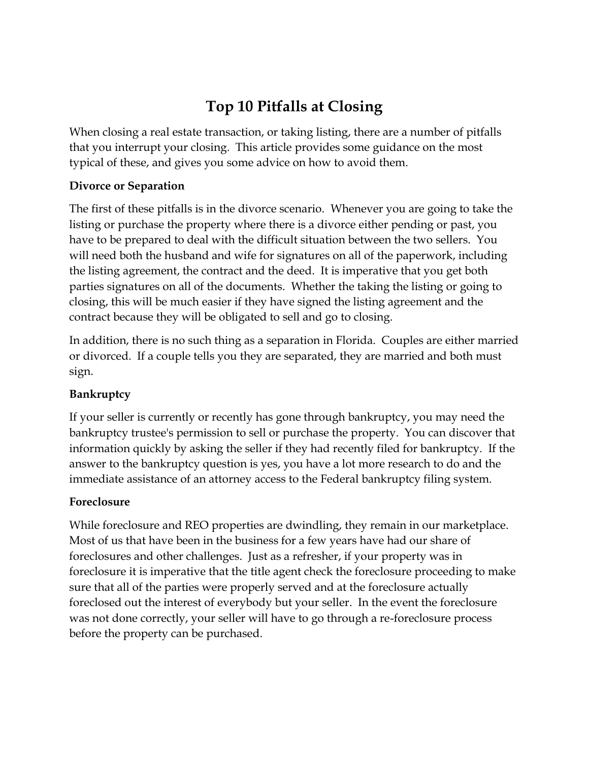# Top 10 Pitfalls at Closing

When closing a real estate transaction, or taking listing, there are a number of pitfalls that you interrupt your closing. This article provides some guidance on the most typical of these, and gives you some advice on how to avoid them.

**Divorce or Separation**

The first of these pitfalls is in the divorce scenario. Whenever you are going to take the listing or purchase the property where there is a divorce either pending or past, you have to be prepared to deal with the difficult situation between the two sellers. You will need both the husband and wife for signatures on all of the paperwork, including the listing agreement, the contract and the deed. It is imperative that you get both parties signatures on all of the documents. Whether the taking the listing or going to closing, this will be much easier if they have signed the listing agreement and the contract because they will be obligated to sell and go to closing.

In addition, there is no such thing as a separation in Florida. Couples are either married or divorced. If a couple tells you they are separated, they are married and both must sign.

**Bankruptcy**

If your seller is currently or recently has gone through bankruptcy, you may need the bankruptcy trustee's permission to sell or purchase the property. You can discover that information quickly by asking the seller if they had recently filed for bankruptcy. If the answer to the bankruptcy question is yes, you have a lot more research to do and the immediate assistance of an attorney access to the Federal bankruptcy filing system.

**Foreclosure**

While foreclosure and REO properties are dwindling, they remain in our marketplace. Most of us that have been in the business for a few years have had our share of foreclosures and other challenges. Just as a refresher, if your property was in foreclosure it is imperative that the title agent check the foreclosure proceeding to make sure that all of the parties were properly served and at the foreclosure actually foreclosed out the interest of everybody but your seller. In the event the foreclosure was not done correctly, your seller will have to go through a re-foreclosure process before the property can be purchased.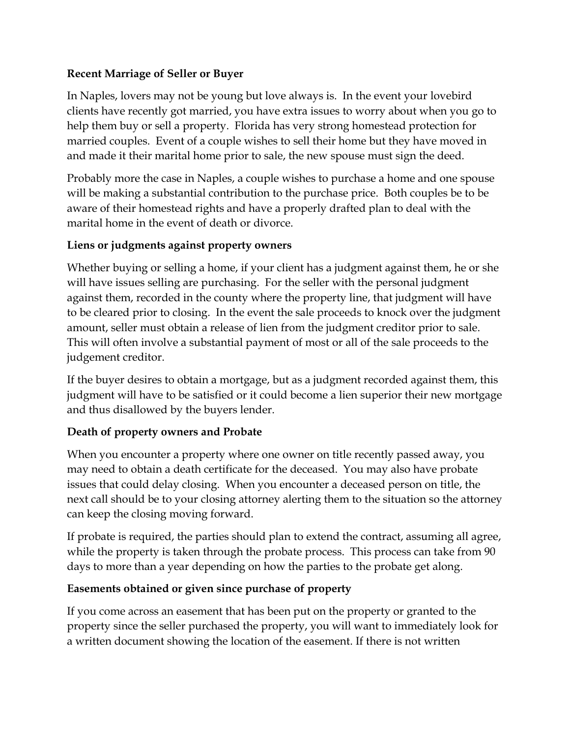**Recent Marriage of Seller or Buyer**

In Naples, lovers may not be young but love always is. In the event your lovebird clients have recently got married, you have extra issues to worry about when you go to help them buy or sell a property. Florida has very strong homestead protection for married couples. Event of a couple wishes to sell their home but they have moved in and made it their marital home prior to sale, the new spouse must sign the deed.

Probably more the case in Naples, a couple wishes to purchase a home and one spouse will be making a substantial contribution to the purchase price. Both couples be to be aware of their homestead rights and have a properly drafted plan to deal with the marital home in the event of death or divorce.

**Liens or judgments against property owners**

Whether buying or selling a home, if your client has a judgment against them, he or she will have issues selling are purchasing. For the seller with the personal judgment against them, recorded in the county where the property line, that judgment will have to be cleared prior to closing. In the event the sale proceeds to knock over the judgment amount, seller must obtain a release of lien from the judgment creditor prior to sale. This will often involve a substantial payment of most or all of the sale proceeds to the judgement creditor.

If the buyer desires to obtain a mortgage, but as a judgment recorded against them, this judgment will have to be satisfied or it could become a lien superior their new mortgage and thus disallowed by the buyers lender.

**Death of property owners and Probate**

When you encounter a property where one owner on title recently passed away, you may need to obtain a death certificate for the deceased. You may also have probate issues that could delay closing. When you encounter a deceased person on title, the next call should be to your closing attorney alerting them to the situation so the attorney can keep the closing moving forward.

If probate is required, the parties should plan to extend the contract, assuming all agree, while the property is taken through the probate process. This process can take from 90 days to more than a year depending on how the parties to the probate get along.

**Easements obtained or given since purchase of property**

If you come across an easement that has been put on the property or granted to the property since the seller purchased the property, you will want to immediately look for a written document showing the location of the easement. If there is not written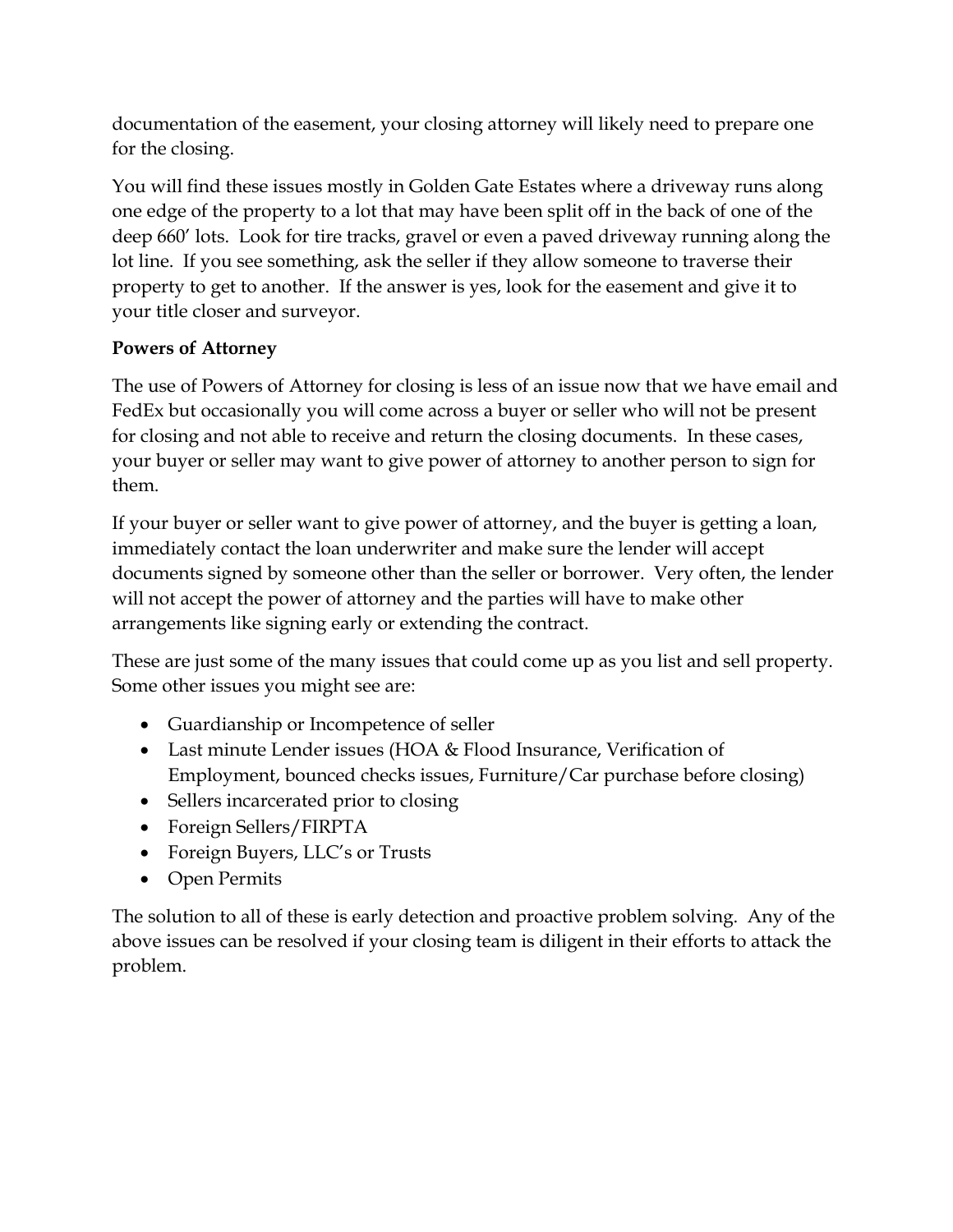documentation of the easement, your closing attorney will likely need to prepare one for the closing.

You will find these issues mostly in Golden Gate Estates where a driveway runs along one edge of the property to a lot that may have been split off in the back of one of the deep 660' lots. Look for tire tracks, gravel or even a paved driveway running along the lot line. If you see something, ask the seller if they allow someone to traverse their property to get to another. If the answer is yes, look for the easement and give it to your title closer and surveyor.

**Powers of Attorney**

The use of Powers of Attorney for closing is less of an issue now that we have email and FedEx but occasionally you will come across a buyer or seller who will not be present for closing and not able to receive and return the closing documents. In these cases, your buyer or seller may want to give power of attorney to another person to sign for them.

If your buyer or seller want to give power of attorney, and the buyer is getting a loan, immediately contact the loan underwriter and make sure the lender will accept documents signed by someone other than the seller or borrower. Very often, the lender will not accept the power of attorney and the parties will have to make other arrangements like signing early or extending the contract.

These are just some of the many issues that could come up as you list and sell property. Some other issues you might see are:

- Guardianship or Incompetence of seller
- Last minute Lender issues (HOA & Flood Insurance, Verification of Employment, bounced checks issues, Furniture/Car purchase before closing)
- Sellers incarcerated prior to closing
- Foreign Sellers/FIRPTA
- Foreign Buyers, LLC's or Trusts
- Open Permits

The solution to all of these is early detection and proactive problem solving. Any of the above issues can be resolved if your closing team is diligent in their efforts to attack the problem.